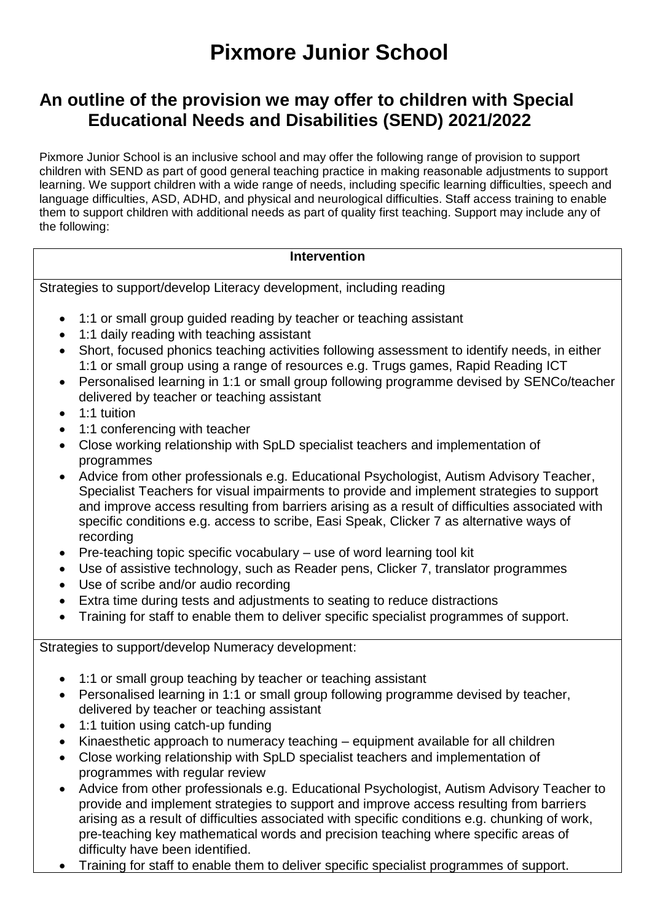# Pixmore Junior School

## An outline of the provision we may offer to children with Special Educational Needs and Disabilities (SEND) 2021/2022

Pixmore Junior School is an inclusive school and may offer the following range of provision to support children with SEND as part of good general teaching practice in making reasonable adjustments to support learning. We support children with a wide range of needs, including specific learning difficulties, speech and language difficulties, ASD, ADHD, and physical and neurological difficulties. Staff access training to enable them to support children with additional needs as part of quality first teaching. Support may include any of the following:

| Intervention |
| --- |
| Strategies to support/develop Literacy development, including reading<br><br>• 1:1 or small group guided reading by teacher or teaching assistant<br>• 1:1 daily reading with teaching assistant<br>• Short, focused phonics teaching activities following assessment to identify needs, in either 1:1 or small group using a range of resources e.g. Trugs games, Rapid Reading ICT<br>• Personalised learning in 1:1 or small group following programme devised by SENCo/teacher delivered by teacher or teaching assistant<br>• 1:1 tuition<br>• 1:1 conferencing with teacher<br>• Close working relationship with SpLD specialist teachers and implementation of programmes<br>• Advice from other professionals e.g. Educational Psychologist, Autism Advisory Teacher, Specialist Teachers for visual impairments to provide and implement strategies to support and improve access resulting from barriers arising as a result of difficulties associated with specific conditions e.g. access to scribe, Easi Speak, Clicker 7 as alternative ways of recording<br>• Pre-teaching topic specific vocabulary – use of word learning tool kit<br>• Use of assistive technology, such as Reader pens, Clicker 7, translator programmes<br>• Use of scribe and/or audio recording<br>• Extra time during tests and adjustments to seating to reduce distractions<br>• Training for staff to enable them to deliver specific specialist programmes of support. |
| Strategies to support/develop Numeracy development:<br><br>• 1:1 or small group teaching by teacher or teaching assistant<br>• Personalised learning in 1:1 or small group following programme devised by teacher, delivered by teacher or teaching assistant<br>• 1:1 tuition using catch-up funding<br>• Kinaesthetic approach to numeracy teaching – equipment available for all children<br>• Close working relationship with SpLD specialist teachers and implementation of programmes with regular review<br>• Advice from other professionals e.g. Educational Psychologist, Autism Advisory Teacher to provide and implement strategies to support and improve access resulting from barriers arising as a result of difficulties associated with specific conditions e.g. chunking of work, pre-teaching key mathematical words and precision teaching where specific areas of difficulty have been identified.<br>• Training for staff to enable them to deliver specific specialist programmes of support. |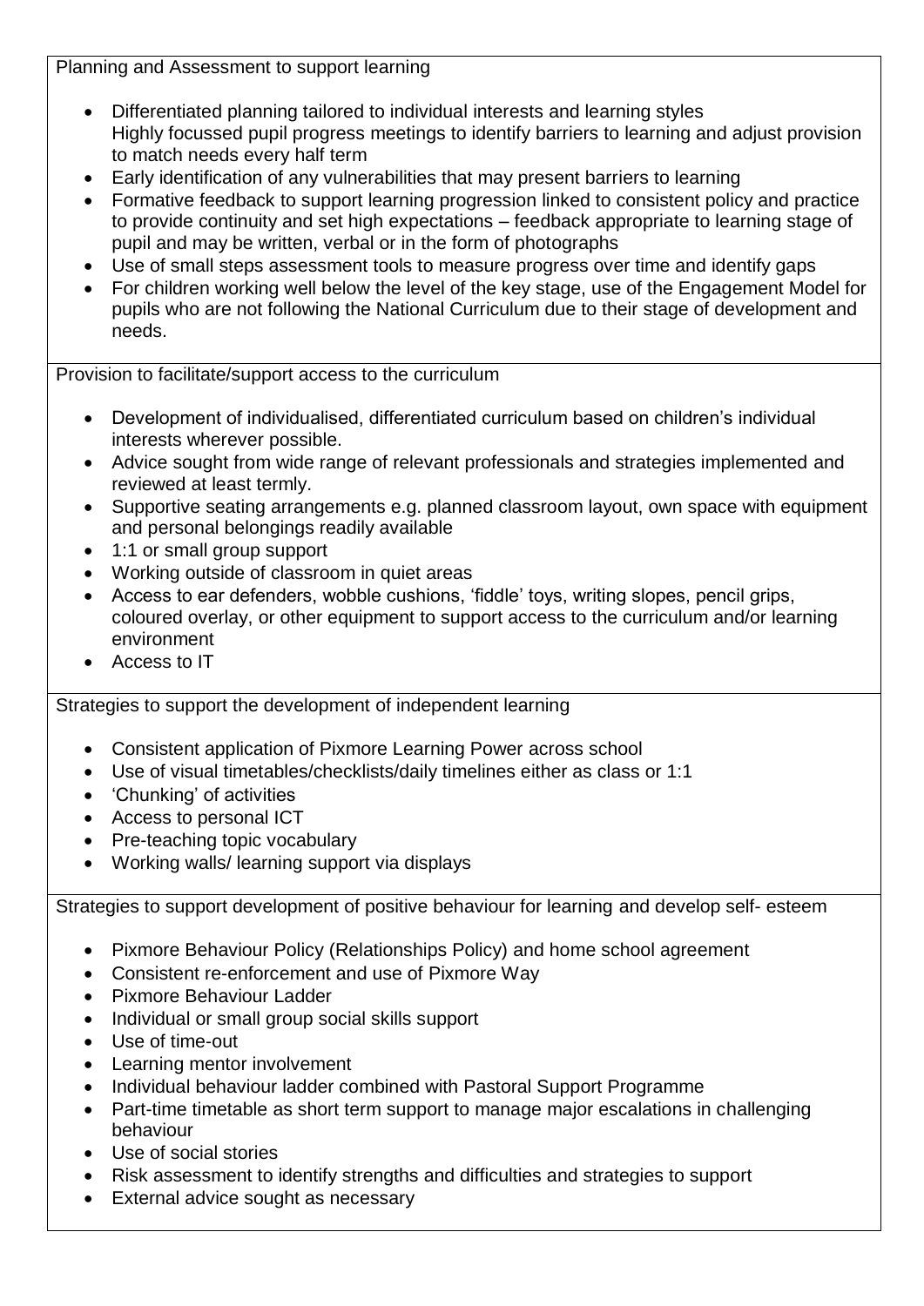Planning and Assessment to support learning

- Differentiated planning tailored to individual interests and learning styles
  Highly focussed pupil progress meetings to identify barriers to learning and adjust provision to match needs every half term
- Early identification of any vulnerabilities that may present barriers to learning
- Formative feedback to support learning progression linked to consistent policy and practice to provide continuity and set high expectations – feedback appropriate to learning stage of pupil and may be written, verbal or in the form of photographs
- Use of small steps assessment tools to measure progress over time and identify gaps
- For children working well below the level of the key stage, use of the Engagement Model for pupils who are not following the National Curriculum due to their stage of development and needs.

Provision to facilitate/support access to the curriculum

- Development of individualised, differentiated curriculum based on children's individual interests wherever possible.
- Advice sought from wide range of relevant professionals and strategies implemented and reviewed at least termly.
- Supportive seating arrangements e.g. planned classroom layout, own space with equipment and personal belongings readily available
- 1:1 or small group support
- Working outside of classroom in quiet areas
- Access to ear defenders, wobble cushions, 'fiddle' toys, writing slopes, pencil grips, coloured overlay, or other equipment to support access to the curriculum and/or learning environment
- Access to IT

Strategies to support the development of independent learning

- Consistent application of Pixmore Learning Power across school
- Use of visual timetables/checklists/daily timelines either as class or 1:1
- 'Chunking' of activities
- Access to personal ICT
- Pre-teaching topic vocabulary
- Working walls/ learning support via displays

Strategies to support development of positive behaviour for learning and develop self- esteem

- Pixmore Behaviour Policy (Relationships Policy) and home school agreement
- Consistent re-enforcement and use of Pixmore Way
- Pixmore Behaviour Ladder
- Individual or small group social skills support
- Use of time-out
- Learning mentor involvement
- Individual behaviour ladder combined with Pastoral Support Programme
- Part-time timetable as short term support to manage major escalations in challenging behaviour
- Use of social stories
- Risk assessment to identify strengths and difficulties and strategies to support
- External advice sought as necessary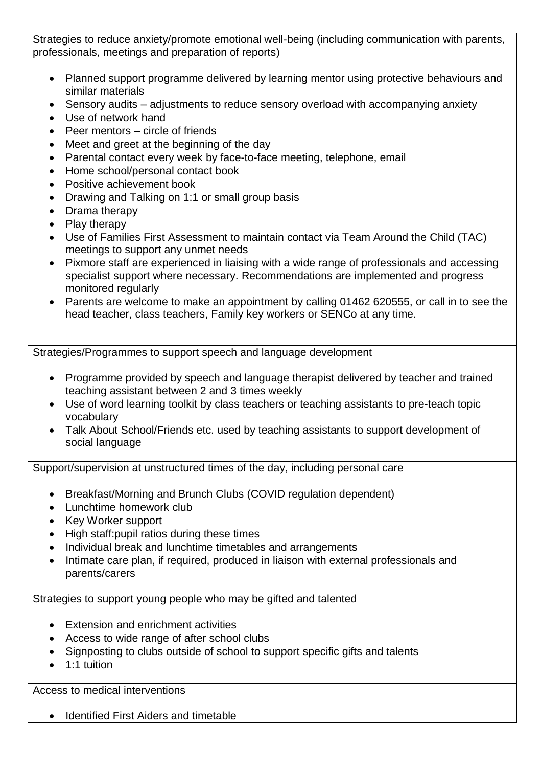Strategies to reduce anxiety/promote emotional well-being (including communication with parents, professionals, meetings and preparation of reports)

- Planned support programme delivered by learning mentor using protective behaviours and similar materials
- Sensory audits – adjustments to reduce sensory overload with accompanying anxiety
- Use of network hand
- Peer mentors – circle of friends
- Meet and greet at the beginning of the day
- Parental contact every week by face-to-face meeting, telephone, email
- Home school/personal contact book
- Positive achievement book
- Drawing and Talking on 1:1 or small group basis
- Drama therapy
- Play therapy
- Use of Families First Assessment to maintain contact via Team Around the Child (TAC) meetings to support any unmet needs
- Pixmore staff are experienced in liaising with a wide range of professionals and accessing specialist support where necessary. Recommendations are implemented and progress monitored regularly
- Parents are welcome to make an appointment by calling 01462 620555, or call in to see the head teacher, class teachers, Family key workers or SENCo at any time.

Strategies/Programmes to support speech and language development

- Programme provided by speech and language therapist delivered by teacher and trained teaching assistant between 2 and 3 times weekly
- Use of word learning toolkit by class teachers or teaching assistants to pre-teach topic vocabulary
- Talk About School/Friends etc. used by teaching assistants to support development of social language

Support/supervision at unstructured times of the day, including personal care

- Breakfast/Morning and Brunch Clubs (COVID regulation dependent)
- Lunchtime homework club
- Key Worker support
- High staff:pupil ratios during these times
- Individual break and lunchtime timetables and arrangements
- Intimate care plan, if required, produced in liaison with external professionals and parents/carers

Strategies to support young people who may be gifted and talented

- Extension and enrichment activities
- Access to wide range of after school clubs
- Signposting to clubs outside of school to support specific gifts and talents
- 1:1 tuition

Access to medical interventions

- Identified First Aiders and timetable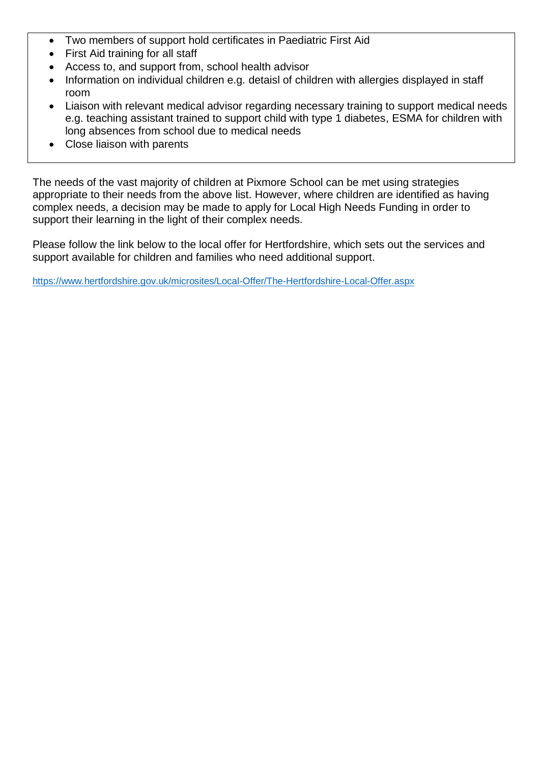- Two members of support hold certificates in Paediatric First Aid
- First Aid training for all staff
- Access to, and support from, school health advisor
- Information on individual children e.g. detaisl of children with allergies displayed in staff room
- Liaison with relevant medical advisor regarding necessary training to support medical needs e.g. teaching assistant trained to support child with type 1 diabetes, ESMA for children with long absences from school due to medical needs
- Close liaison with parents

The needs of the vast majority of children at Pixmore School can be met using strategies appropriate to their needs from the above list. However, where children are identified as having complex needs, a decision may be made to apply for Local High Needs Funding in order to support their learning in the light of their complex needs.

Please follow the link below to the local offer for Hertfordshire, which sets out the services and support available for children and families who need additional support.

https://www.hertfordshire.gov.uk/microsites/Local-Offer/The-Hertfordshire-Local-Offer.aspx